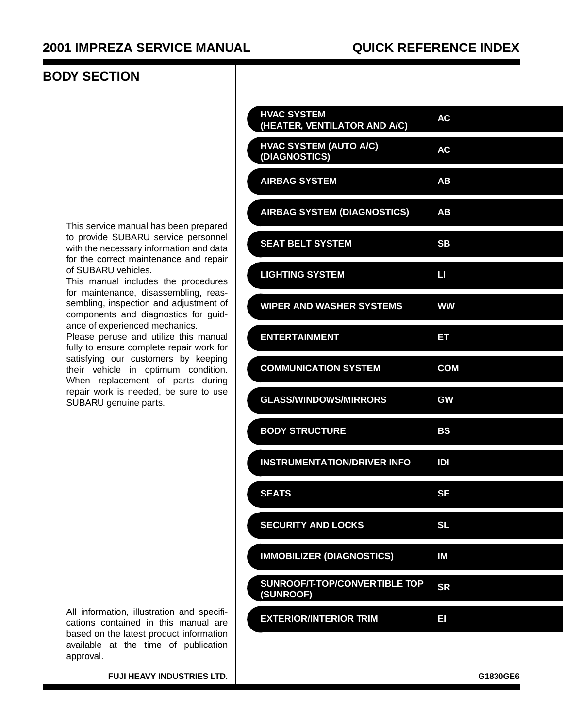# 2001 IMPREZA SERVICE MANUAL

## QUICK REFERENCE INDEX

## BODY SECTION

This service manual has been prepared to provide SUBARU service personnel with the necessary information and data for the correct maintenance and repair of SUBARU vehicles.
This manual includes the procedures for maintenance, disassembling, reassembling, inspection and adjustment of components and diagnostics for guidance of experienced mechanics.
Please peruse and utilize this manual fully to ensure complete repair work for satisfying our customers by keeping their vehicle in optimum condition. When replacement of parts during repair work is needed, be sure to use SUBARU genuine parts.

All information, illustration and specifications contained in this manual are based on the latest product information available at the time of publication approval.

**FUJI HEAVY INDUSTRIES LTD.**

| Section | Code |
|---|---|
| HVAC SYSTEM (HEATER, VENTILATOR AND A/C) | AC |
| HVAC SYSTEM (AUTO A/C) (DIAGNOSTICS) | AC |
| AIRBAG SYSTEM | AB |
| AIRBAG SYSTEM (DIAGNOSTICS) | AB |
| SEAT BELT SYSTEM | SB |
| LIGHTING SYSTEM | LI |
| WIPER AND WASHER SYSTEMS | WW |
| ENTERTAINMENT | ET |
| COMMUNICATION SYSTEM | COM |
| GLASS/WINDOWS/MIRRORS | GW |
| BODY STRUCTURE | BS |
| INSTRUMENTATION/DRIVER INFO | IDI |
| SEATS | SE |
| SECURITY AND LOCKS | SL |
| IMMOBILIZER (DIAGNOSTICS) | IM |
| SUNROOF/T-TOP/CONVERTIBLE TOP (SUNROOF) | SR |
| EXTERIOR/INTERIOR TRIM | EI |

G1830GE6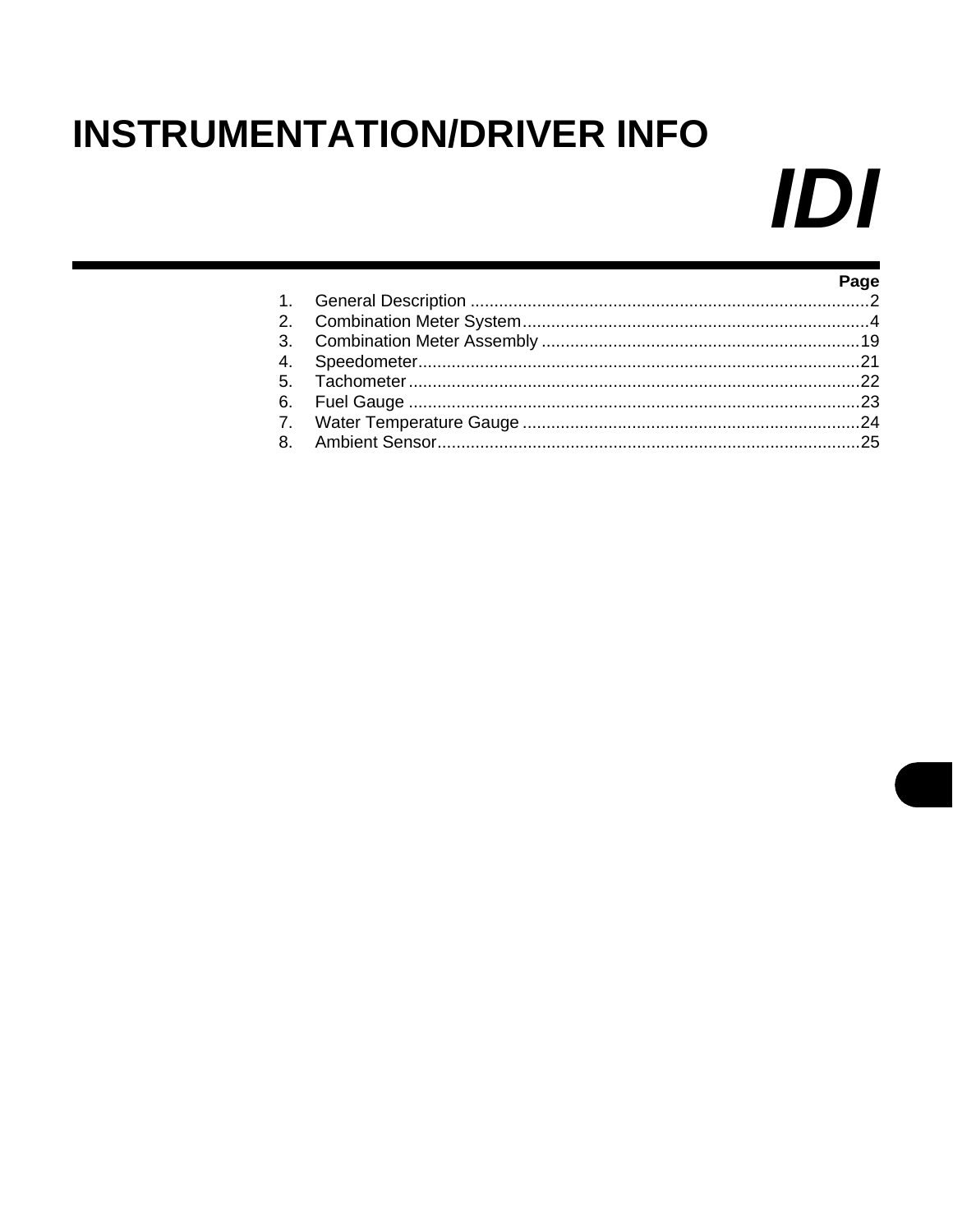# INSTRUMENTATION/DRIVER INFO

# IDI

| | | Page |
|---|---|---|
| 1. | General Description | 2 |
| 2. | Combination Meter System | 4 |
| 3. | Combination Meter Assembly | 19 |
| 4. | Speedometer | 21 |
| 5. | Tachometer | 22 |
| 6. | Fuel Gauge | 23 |
| 7. | Water Temperature Gauge | 24 |
| 8. | Ambient Sensor | 25 |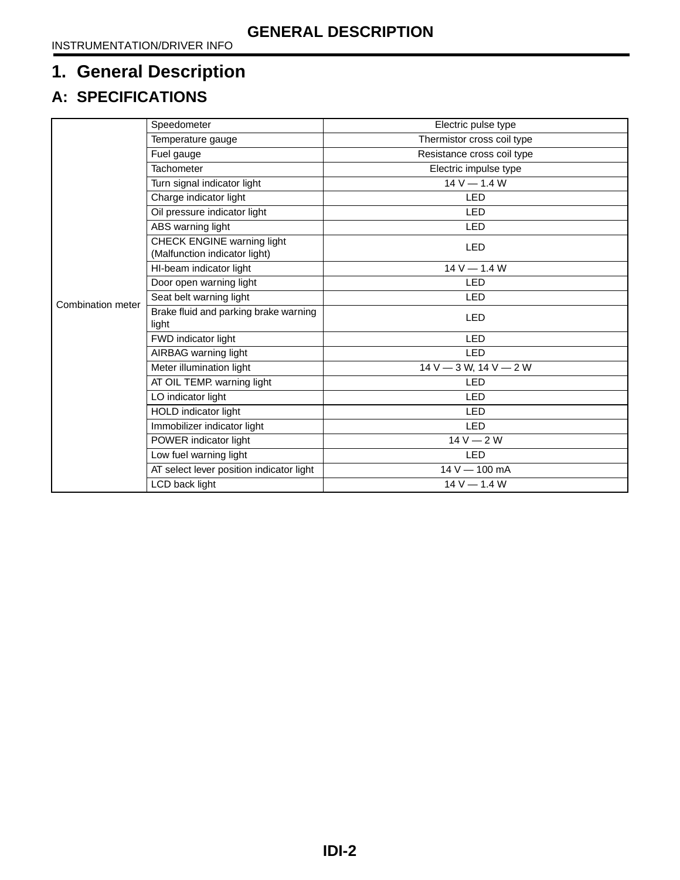# 1. General Description

## A: SPECIFICATIONS

| | | |
|---|---|---|
| Combination meter | Speedometer | Electric pulse type |
| | Temperature gauge | Thermistor cross coil type |
| | Fuel gauge | Resistance cross coil type |
| | Tachometer | Electric impulse type |
| | Turn signal indicator light | 14 V — 1.4 W |
| | Charge indicator light | LED |
| | Oil pressure indicator light | LED |
| | ABS warning light | LED |
| | CHECK ENGINE warning light (Malfunction indicator light) | LED |
| | HI-beam indicator light | 14 V — 1.4 W |
| | Door open warning light | LED |
| | Seat belt warning light | LED |
| | Brake fluid and parking brake warning light | LED |
| | FWD indicator light | LED |
| | AIRBAG warning light | LED |
| | Meter illumination light | 14 V — 3 W, 14 V — 2 W |
| | AT OIL TEMP. warning light | LED |
| | LO indicator light | LED |
| | HOLD indicator light | LED |
| | Immobilizer indicator light | LED |
| | POWER indicator light | 14 V — 2 W |
| | Low fuel warning light | LED |
| | AT select lever position indicator light | 14 V — 100 mA |
| | LCD back light | 14 V — 1.4 W |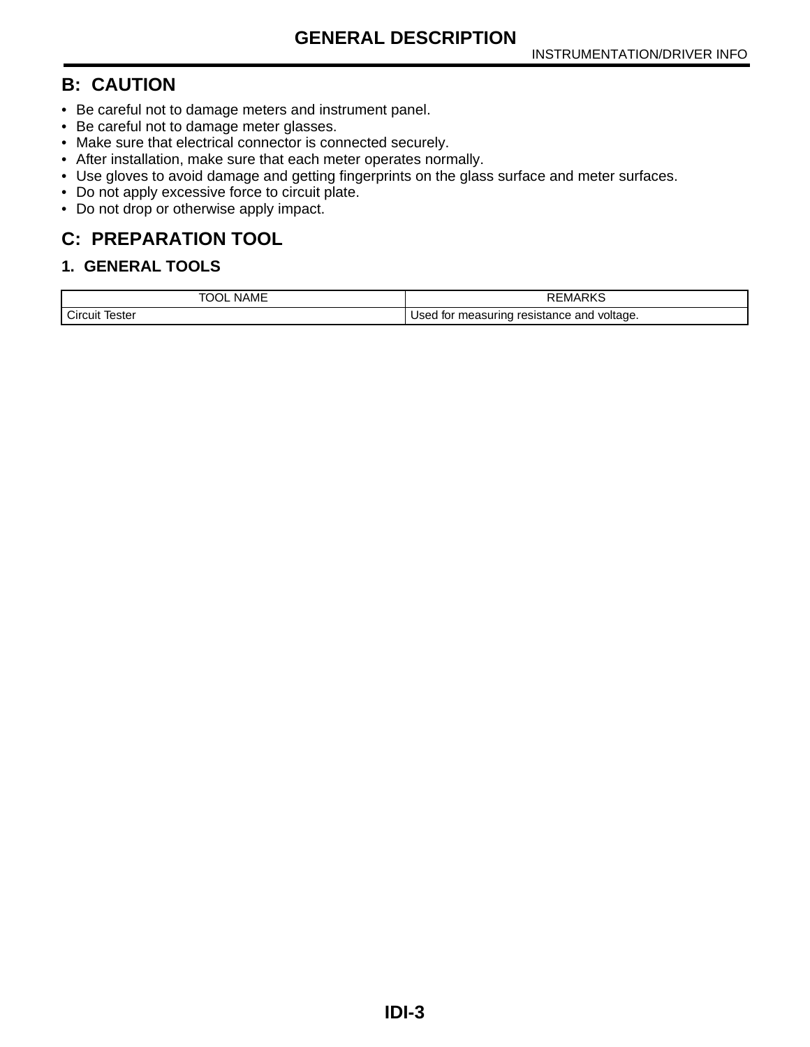## B: CAUTION

- Be careful not to damage meters and instrument panel.
- Be careful not to damage meter glasses.
- Make sure that electrical connector is connected securely.
- After installation, make sure that each meter operates normally.
- Use gloves to avoid damage and getting fingerprints on the glass surface and meter surfaces.
- Do not apply excessive force to circuit plate.
- Do not drop or otherwise apply impact.

## C: PREPARATION TOOL

### 1. GENERAL TOOLS

| TOOL NAME | REMARKS |
| --- | --- |
| Circuit Tester | Used for measuring resistance and voltage. |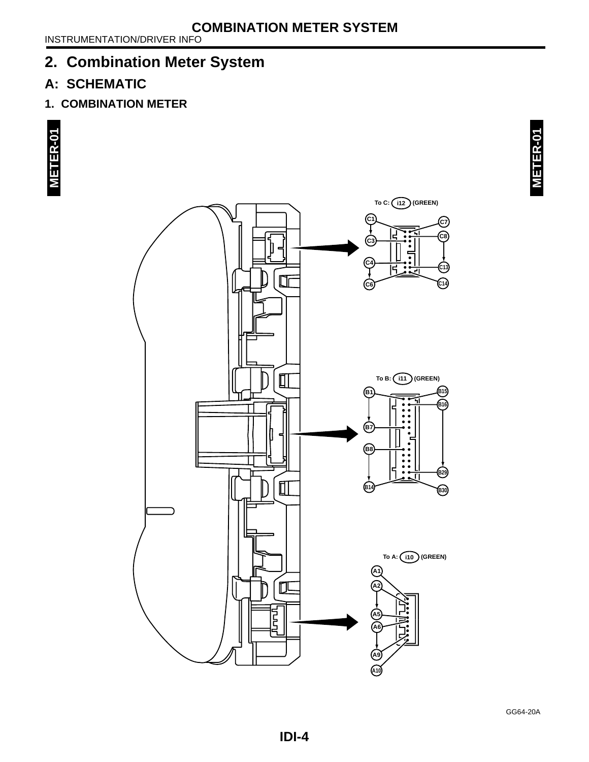## 2. Combination Meter System

### A: SCHEMATIC

#### 1. COMBINATION METER

METER-01

To C: i12 (GREEN)

C1 C7 C3 C8 C4 C13 C6 C14

To B: i11 (GREEN)

B1 B15 B16 B7 B8 B29 B14 B30

To A: i10 (GREEN)

A1 A2 A5 A6 A9 A10

GG64-20A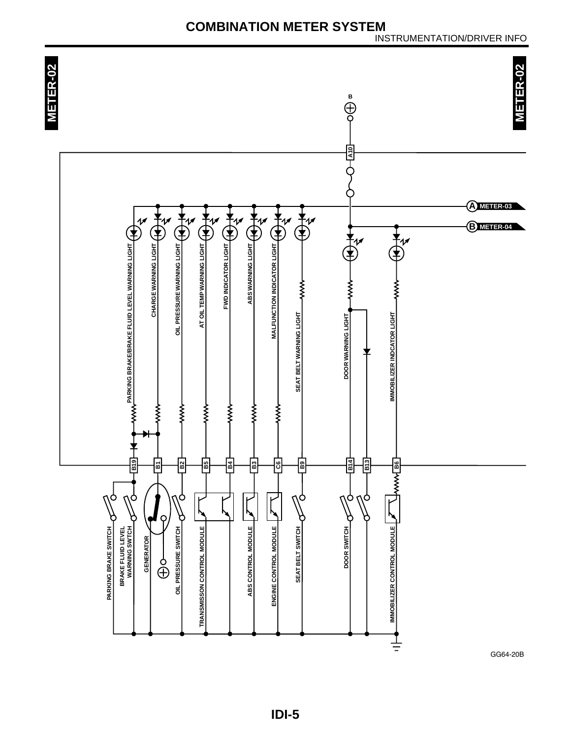# COMBINATION METER SYSTEM

METER-02

B

A10

A METER-03

B METER-04

PARKING BRAKE/BRAKE FLUID LEVEL WARNING LIGHT

CHARGE WARNING LIGHT

OIL PRESSURE WARNING LIGHT

AT OIL TEMP WARNING LIGHT

FWD INDICATOR LIGHT

ABS WARNING LIGHT

MALFUNCTION INDICATOR LIGHT

SEAT BELT WARNING LIGHT

DOOR WARNING LIGHT

IMMOBILIZER INDCATOR LIGHT

B19 B1 B2 B5 B4 B3 C6 B9 B14 B13 B6

PARKING BRAKE SWITCH

BRAKE FLUID LEVEL WARNING SWTCH

GENERATOR

OIL PRESSURE SWITCH

TRANSMISSON CONTROL MODULE

ABS CONTROL MODULE

ENGINE CONTROL MODULE

SEAT BELT SWITCH

DOOR SWITCH

IMMOBILIZER CONTROL MODULE

GG64-20B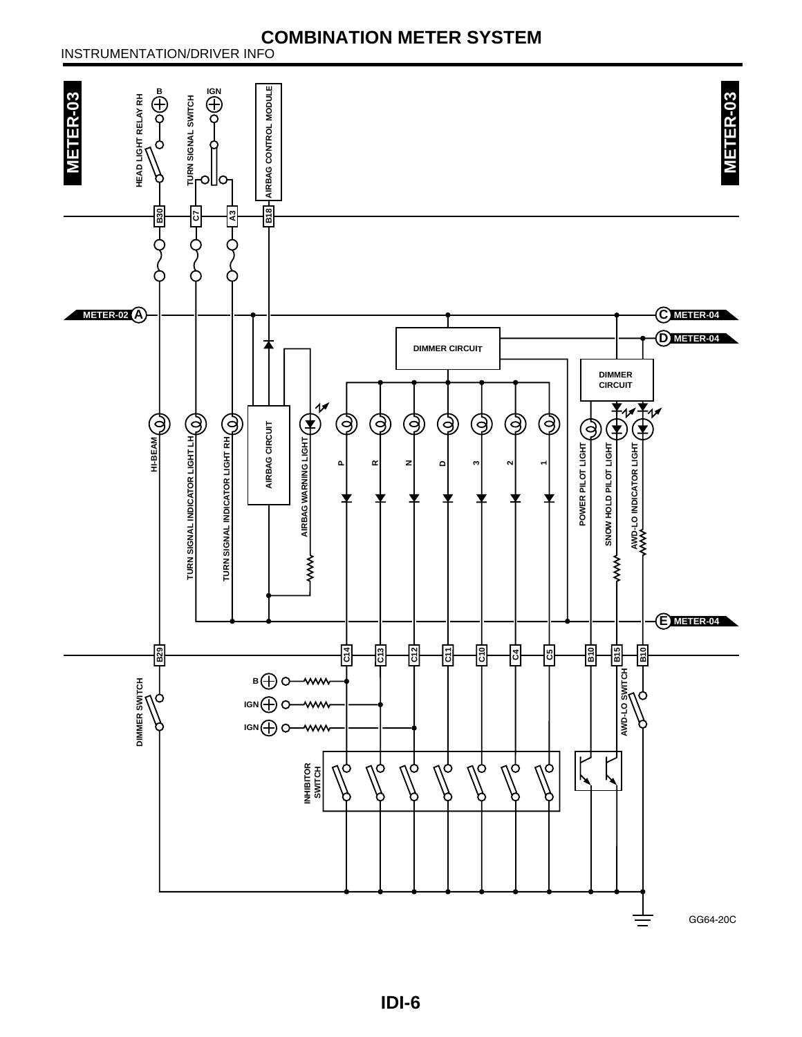# COMBINATION METER SYSTEM

INSTRUMENTATION/DRIVER INFO

METER-03

HEAD LIGHT RELAY RH
B
TURN SIGNAL SWITCH
IGN
AIRBAG CONTROL MODULE

B30 C7 A3 B18

METER-02 A
C METER-04
D METER-04

DIMMER CIRCUIT
DIMMER CIRCUIT

HI-BEAM
TURN SIGNAL INDICATOR LIGHT LH
TURN SIGNAL INDICATOR LIGHT RH
AIRBAG CIRCUIT
AIRBAG WARNING LIGHT
P R N D 3 2 1
POWER PILOT LIGHT
SNOW HOLD PILOT LIGHT
AWD-LO INDICATOR LIGHT

E METER-04

B29 C14 C13 C12 C11 C10 C4 C5 B10 B15 B10

DIMMER SWITCH
B
IGN
IGN
AWD-LO SWITCH
INHIBITOR SWITCH

GG64-20C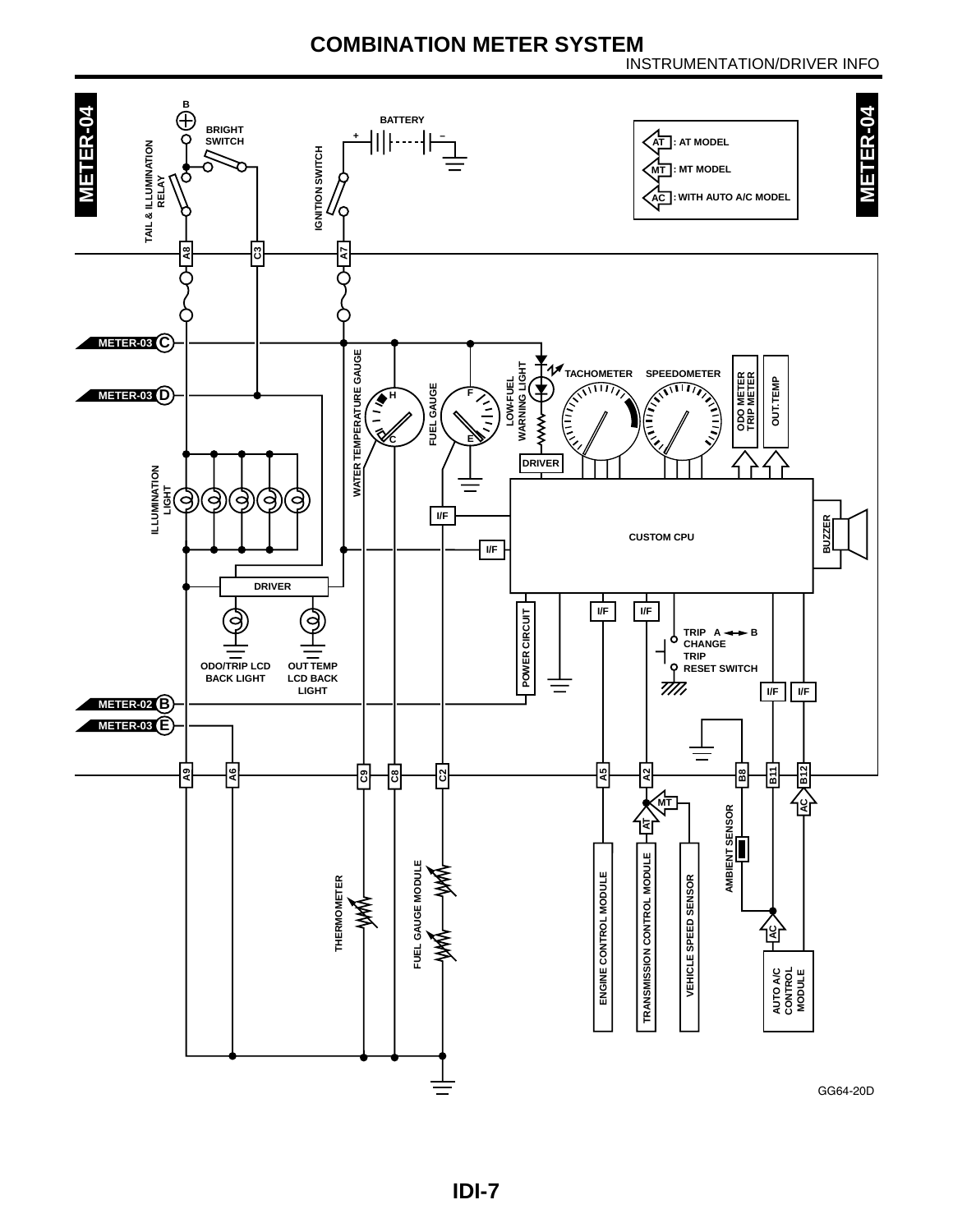# COMBINATION METER SYSTEM

METER-04

B

BRIGHT SWITCH

TAIL & ILLUMINATION RELAY

BATTERY

IGNITION SWITCH

AT : AT MODEL

MT : MT MODEL

AC : WITH AUTO A/C MODEL

A8 C3 A7

METER-03 C

METER-03 D

WATER TEMPERATURE GAUGE

FUEL GAUGE

LOW-FUEL WARNING LIGHT

TACHOMETER

SPEEDOMETER

ODO METER TRIP METER

OUT.TEMP

ILLUMINATION LIGHT

DRIVER

I/F

CUSTOM CPU

BUZZER

POWER CIRCUIT

TRIP A ↔ B CHANGE

TRIP RESET SWITCH

ODO/TRIP LCD BACK LIGHT

OUT TEMP LCD BACK LIGHT

METER-02 B

METER-03 E

A9 A6 C9 C8 C2 A5 A2 B8 B11 B12

THERMOMETER

FUEL GAUGE MODULE

ENGINE CONTROL MODULE

TRANSMISSION CONTROL MODULE

VEHICLE SPEED SENSOR

AMBIENT SENSOR

AUTO A/C CONTROL MODULE

GG64-20D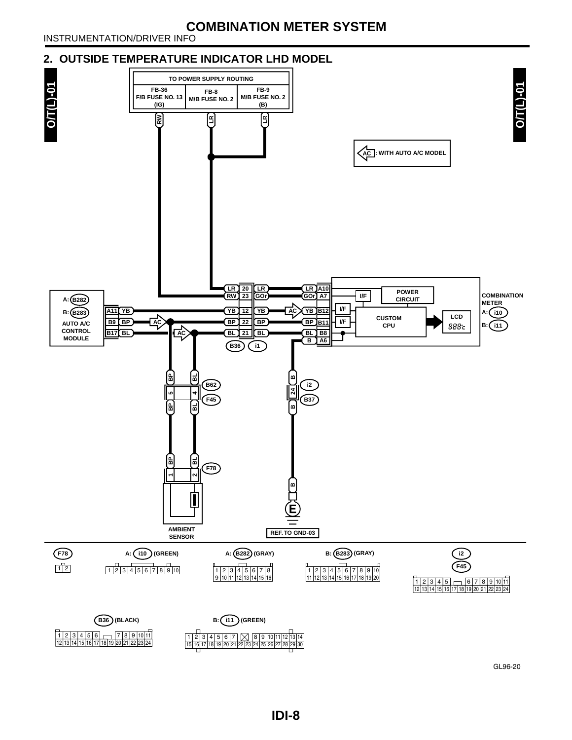## 2. OUTSIDE TEMPERATURE INDICATOR LHD MODEL

O/T(L)-01

TO POWER SUPPLY ROUTING

| FB-36 F/B FUSE NO. 13 (IG) | FB-8 M/B FUSE NO. 2 | FB-9 M/B FUSE NO. 2 (B) |
|---|---|---|

RW LR LR

AC : WITH AUTO A/C MODEL

A: B282
B: B283
AUTO A/C CONTROL MODULE

A11 YB
B9 BP
B17 BL

AC AC

LR 20 LR
RW 23 GOr
YB 12 YB
BP 22 BP
BL 21 BL

B36 i1

LR A10
GOr A7
YB B12
BP B11
BL B8
B A6

I/F
POWER CIRCUIT
I/F
I/F
CUSTOM CPU
LCD

COMBINATION METER
A: i10
B: i11

BP BL
5 4
BP BL
B62
F45

B
24
B
i2
B37

BP BL
1 2
F78

AMBIENT SENSOR

B
E
REF. TO GND-03

F78: 1 2

A: i10 (GREEN): 1 2 3 4 5 6 7 8 9 10

A: B282 (GRAY): 1 2 3 4 5 6 7 8 / 9 10 11 12 13 14 15 16

B: B283 (GRAY): 1 2 3 4 5 6 7 8 9 10 / 11 12 13 14 15 16 17 18 19 20

i2 / F45: 1 2 3 4 5 6 7 8 9 10 11 / 12 13 14 15 16 17 18 19 20 21 22 23 24

B36 (BLACK): 1 2 3 4 5 6 7 8 9 10 11 / 12 13 14 15 16 17 18 19 20 21 22 23 24

B: i11 (GREEN): 1 2 3 4 5 6 7 8 9 10 11 12 13 14 / 15 16 17 18 19 20 21 22 23 24 25 26 27 28 29 30

GL96-20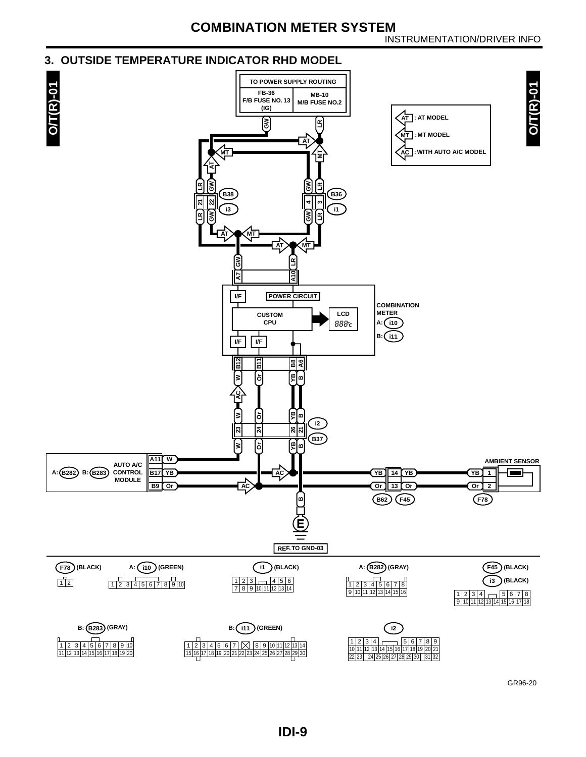## 3. OUTSIDE TEMPERATURE INDICATOR RHD MODEL

O/T(R)-01

TO POWER SUPPLY ROUTING

FB-36 F/B FUSE NO. 13 (IG)

MB-10 M/B FUSE NO.2

AT : AT MODEL

MT : MT MODEL

AC : WITH AUTO A/C MODEL

COMBINATION METER

A: i10

B: i11

I/F

POWER CIRCUIT

CUSTOM CPU

LCD

AUTO A/C CONTROL MODULE

A: B282 B: B283

AMBIENT SENSOR

REF. TO GND-03

F78 (BLACK)

A: i10 (GREEN)

i1 (BLACK)

A: B282 (GRAY)

F45 (BLACK)

i3 (BLACK)

B: B283 (GRAY)

B: i11 (GREEN)

i2

GR96-20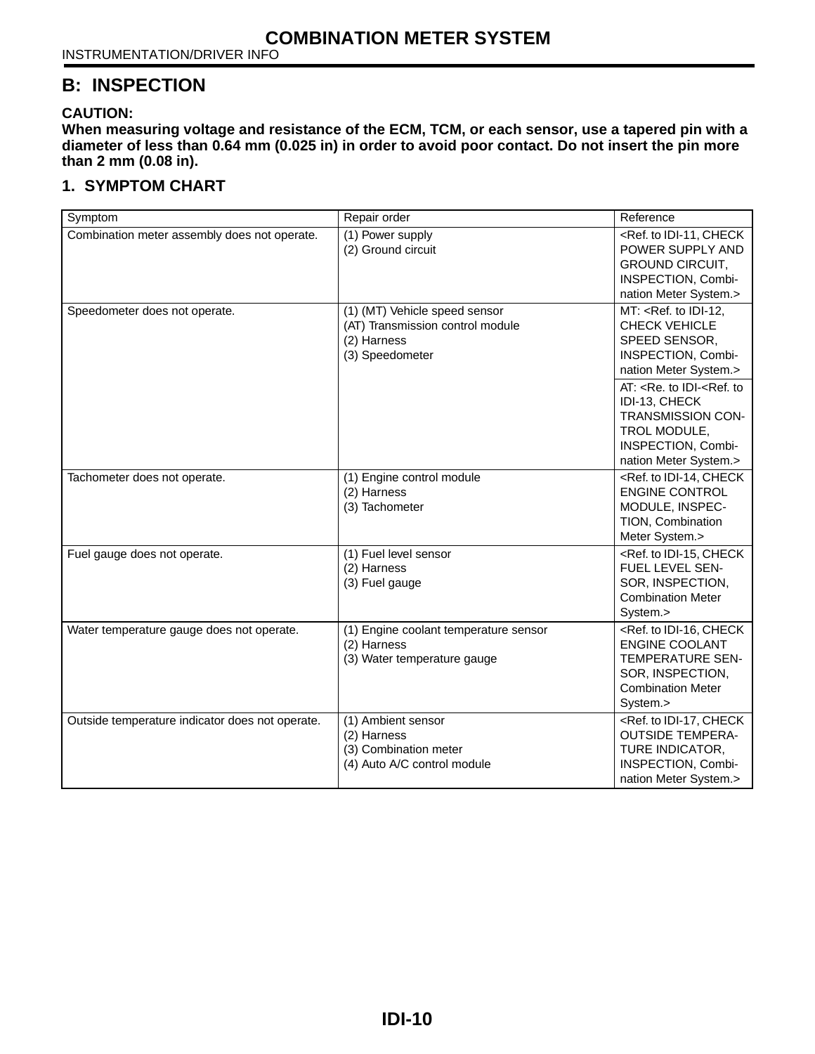## B: INSPECTION

**CAUTION:**
**When measuring voltage and resistance of the ECM, TCM, or each sensor, use a tapered pin with a diameter of less than 0.64 mm (0.025 in) in order to avoid poor contact. Do not insert the pin more than 2 mm (0.08 in).**

### 1. SYMPTOM CHART

| Symptom | Repair order | Reference |
|---|---|---|
| Combination meter assembly does not operate. | (1) Power supply<br>(2) Ground circuit | <Ref. to IDI-11, CHECK POWER SUPPLY AND GROUND CIRCUIT, INSPECTION, Combination Meter System.> |
| Speedometer does not operate. | (1) (MT) Vehicle speed sensor<br>(AT) Transmission control module<br>(2) Harness<br>(3) Speedometer | MT: <Ref. to IDI-12, CHECK VEHICLE SPEED SENSOR, INSPECTION, Combination Meter System.> |
| | | AT: <Re. to IDI-<Ref. to IDI-13, CHECK TRANSMISSION CONTROL MODULE, INSPECTION, Combination Meter System.> |
| Tachometer does not operate. | (1) Engine control module<br>(2) Harness<br>(3) Tachometer | <Ref. to IDI-14, CHECK ENGINE CONTROL MODULE, INSPECTION, Combination Meter System.> |
| Fuel gauge does not operate. | (1) Fuel level sensor<br>(2) Harness<br>(3) Fuel gauge | <Ref. to IDI-15, CHECK FUEL LEVEL SENSOR, INSPECTION, Combination Meter System.> |
| Water temperature gauge does not operate. | (1) Engine coolant temperature sensor<br>(2) Harness<br>(3) Water temperature gauge | <Ref. to IDI-16, CHECK ENGINE COOLANT TEMPERATURE SENSOR, INSPECTION, Combination Meter System.> |
| Outside temperature indicator does not operate. | (1) Ambient sensor<br>(2) Harness<br>(3) Combination meter<br>(4) Auto A/C control module | <Ref. to IDI-17, CHECK OUTSIDE TEMPERATURE INDICATOR, INSPECTION, Combination Meter System.> |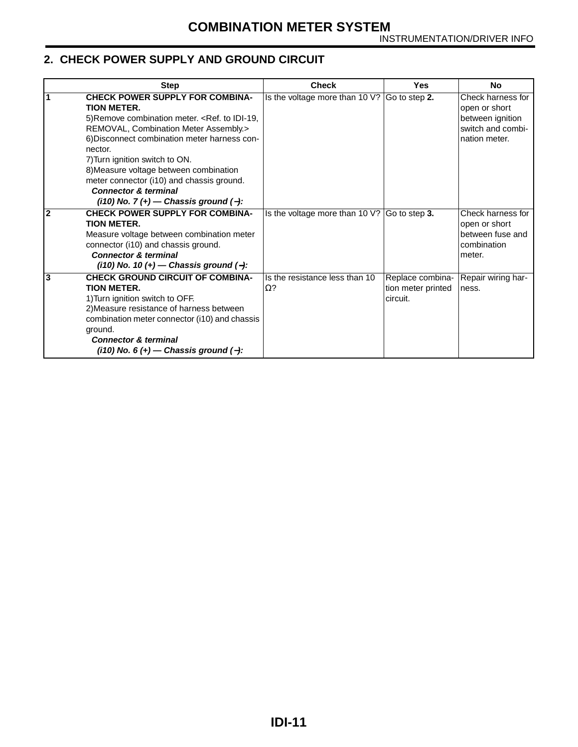## 2. CHECK POWER SUPPLY AND GROUND CIRCUIT

| | Step | Check | Yes | No |
|---|---|---|---|---|
| 1 | **CHECK POWER SUPPLY FOR COMBINATION METER.**<br>5)Remove combination meter. <Ref. to IDI-19, REMOVAL, Combination Meter Assembly.><br>6)Disconnect combination meter harness connector.<br>7)Turn ignition switch to ON.<br>8)Measure voltage between combination meter connector (i10) and chassis ground.<br>***Connector & terminal***<br>***(i10) No. 7 (+) — Chassis ground (−):*** | Is the voltage more than 10 V? | Go to step **2.** | Check harness for open or short between ignition switch and combination meter. |
| 2 | **CHECK POWER SUPPLY FOR COMBINATION METER.**<br>Measure voltage between combination meter connector (i10) and chassis ground.<br>***Connector & terminal***<br>***(i10) No. 10 (+) — Chassis ground (−):*** | Is the voltage more than 10 V? | Go to step **3.** | Check harness for open or short between fuse and combination meter. |
| 3 | **CHECK GROUND CIRCUIT OF COMBINATION METER.**<br>1)Turn ignition switch to OFF.<br>2)Measure resistance of harness between combination meter connector (i10) and chassis ground.<br>***Connector & terminal***<br>***(i10) No. 6 (+) — Chassis ground (−):*** | Is the resistance less than 10 Ω? | Replace combination meter printed circuit. | Repair wiring harness. |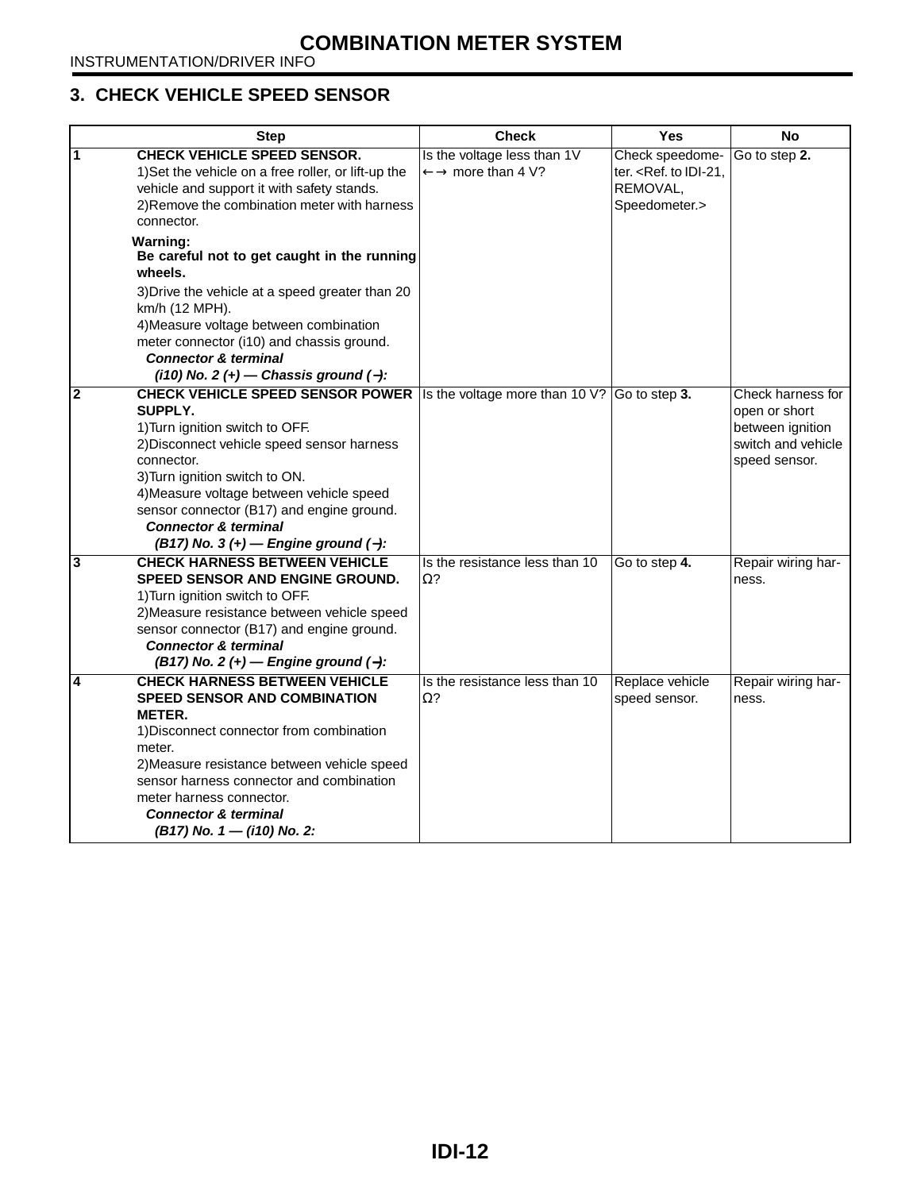## 3. CHECK VEHICLE SPEED SENSOR

| | Step | Check | Yes | No |
|---|---|---|---|---|
| 1 | **CHECK VEHICLE SPEED SENSOR.**<br>1)Set the vehicle on a free roller, or lift-up the vehicle and support it with safety stands.<br>2)Remove the combination meter with harness connector.<br>**Warning:**<br>**Be careful not to get caught in the running wheels.**<br>3)Drive the vehicle at a speed greater than 20 km/h (12 MPH).<br>4)Measure voltage between combination meter connector (i10) and chassis ground.<br>***Connector & terminal***<br>***(i10) No. 2 (+) — Chassis ground (−):*** | Is the voltage less than 1V ←→ more than 4 V? | Check speedometer. <Ref. to IDI-21, REMOVAL, Speedometer.> | Go to step **2.** |
| 2 | **CHECK VEHICLE SPEED SENSOR POWER SUPPLY.**<br>1)Turn ignition switch to OFF.<br>2)Disconnect vehicle speed sensor harness connector.<br>3)Turn ignition switch to ON.<br>4)Measure voltage between vehicle speed sensor connector (B17) and engine ground.<br>***Connector & terminal***<br>***(B17) No. 3 (+) — Engine ground (−):*** | Is the voltage more than 10 V? | Go to step **3.** | Check harness for open or short between ignition switch and vehicle speed sensor. |
| 3 | **CHECK HARNESS BETWEEN VEHICLE SPEED SENSOR AND ENGINE GROUND.**<br>1)Turn ignition switch to OFF.<br>2)Measure resistance between vehicle speed sensor connector (B17) and engine ground.<br>***Connector & terminal***<br>***(B17) No. 2 (+) — Engine ground (−):*** | Is the resistance less than 10 Ω? | Go to step **4.** | Repair wiring harness. |
| 4 | **CHECK HARNESS BETWEEN VEHICLE SPEED SENSOR AND COMBINATION METER.**<br>1)Disconnect connector from combination meter.<br>2)Measure resistance between vehicle speed sensor harness connector and combination meter harness connector.<br>***Connector & terminal***<br>***(B17) No. 1 — (i10) No. 2:*** | Is the resistance less than 10 Ω? | Replace vehicle speed sensor. | Repair wiring harness. |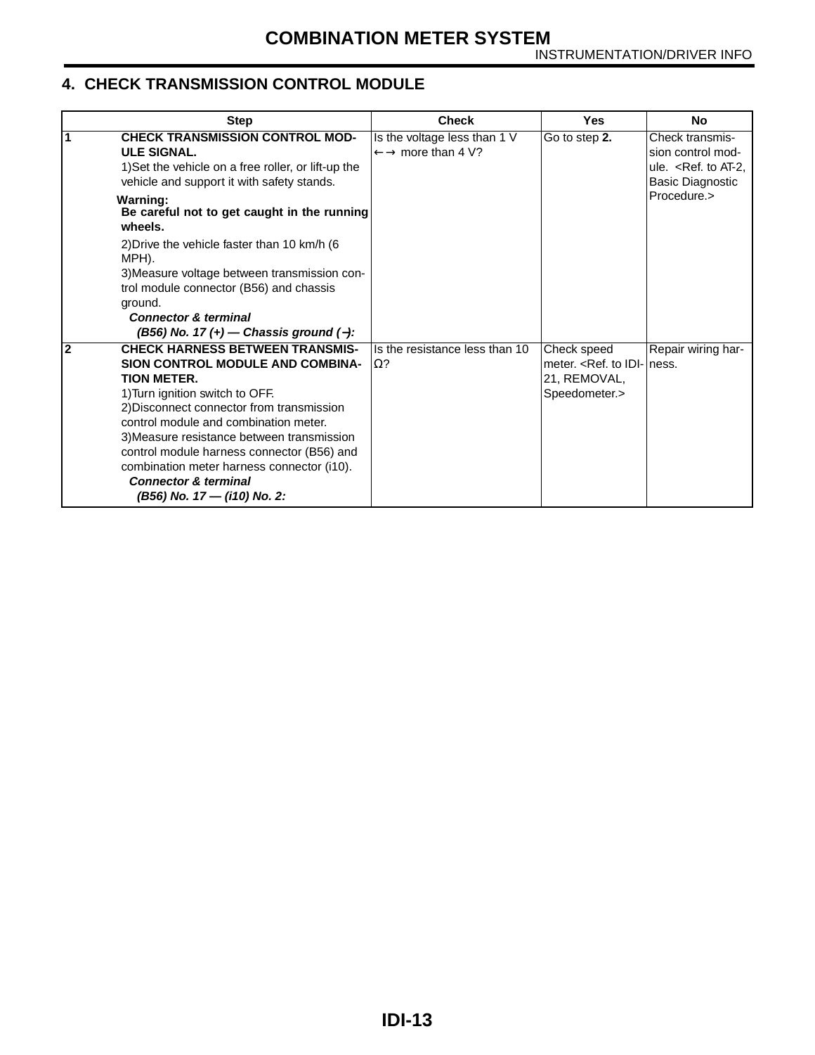## 4. CHECK TRANSMISSION CONTROL MODULE

| | Step | Check | Yes | No |
|---|---|---|---|---|
| 1 | **CHECK TRANSMISSION CONTROL MODULE SIGNAL.**<br>1)Set the vehicle on a free roller, or lift-up the vehicle and support it with safety stands.<br>**Warning:**<br>**Be careful not to get caught in the running wheels.**<br>2)Drive the vehicle faster than 10 km/h (6 MPH).<br>3)Measure voltage between transmission control module connector (B56) and chassis ground.<br>***Connector & terminal***<br>***(B56) No. 17 (+) — Chassis ground (−):*** | Is the voltage less than 1 V ←→ more than 4 V? | Go to step **2.** | Check transmission control module. <Ref. to AT-2, Basic Diagnostic Procedure.> |
| 2 | **CHECK HARNESS BETWEEN TRANSMISSION CONTROL MODULE AND COMBINATION METER.**<br>1)Turn ignition switch to OFF.<br>2)Disconnect connector from transmission control module and combination meter.<br>3)Measure resistance between transmission control module harness connector (B56) and combination meter harness connector (i10).<br>***Connector & terminal***<br>***(B56) No. 17 — (i10) No. 2:*** | Is the resistance less than 10 Ω? | Check speed meter. <Ref. to IDI-21, REMOVAL, Speedometer.> | Repair wiring harness. |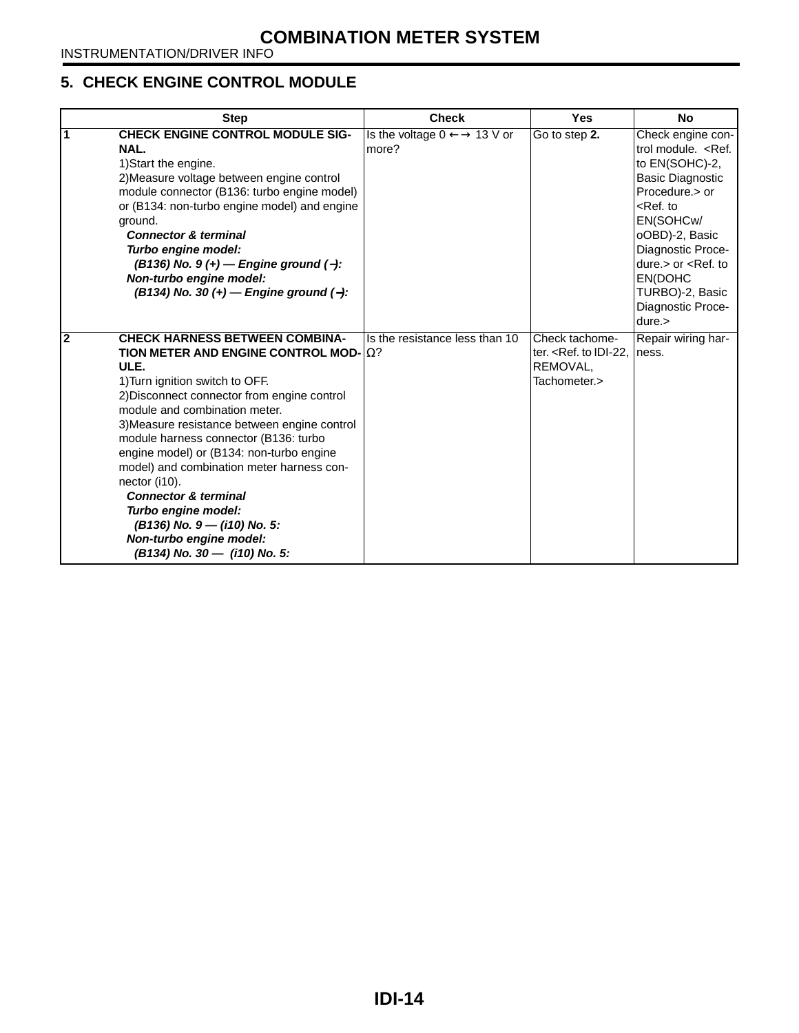## 5. CHECK ENGINE CONTROL MODULE

| | Step | Check | Yes | No |
|---|---|---|---|---|
| 1 | **CHECK ENGINE CONTROL MODULE SIGNAL.**<br>1)Start the engine.<br>2)Measure voltage between engine control module connector (B136: turbo engine model) or (B134: non-turbo engine model) and engine ground.<br>***Connector & terminal***<br>***Turbo engine model:***<br>***(B136) No. 9 (+) — Engine ground (−):***<br>***Non-turbo engine model:***<br>***(B134) No. 30 (+) — Engine ground (−):*** | Is the voltage 0 ←→ 13 V or more? | Go to step **2.** | Check engine control module. <Ref. to EN(SOHC)-2, Basic Diagnostic Procedure.> or <Ref. to EN(SOHCw/oOBD)-2, Basic Diagnostic Procedure.> or <Ref. to EN(DOHC TURBO)-2, Basic Diagnostic Procedure.> |
| 2 | **CHECK HARNESS BETWEEN COMBINATION METER AND ENGINE CONTROL MODULE.**<br>1)Turn ignition switch to OFF.<br>2)Disconnect connector from engine control module and combination meter.<br>3)Measure resistance between engine control module harness connector (B136: turbo engine model) or (B134: non-turbo engine model) and combination meter harness connector (i10).<br>***Connector & terminal***<br>***Turbo engine model:***<br>***(B136) No. 9 — (i10) No. 5:***<br>***Non-turbo engine model:***<br>***(B134) No. 30 — (i10) No. 5:*** | Is the resistance less than 10 Ω? | Check tachometer. <Ref. to IDI-22, REMOVAL, Tachometer.> | Repair wiring harness. |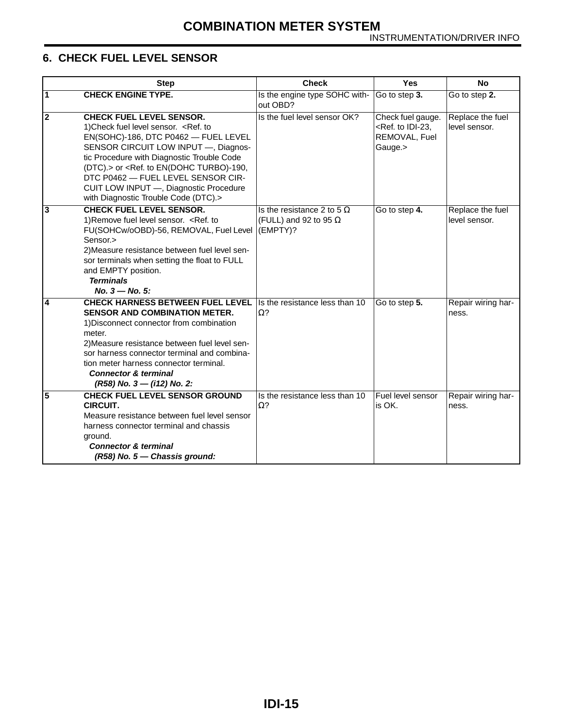## 6. CHECK FUEL LEVEL SENSOR

| | Step | Check | Yes | No |
|---|---|---|---|---|
| 1 | **CHECK ENGINE TYPE.** | Is the engine type SOHC without OBD? | Go to step **3.** | Go to step **2.** |
| 2 | **CHECK FUEL LEVEL SENSOR.**<br>1)Check fuel level sensor. <Ref. to EN(SOHC)-186, DTC P0462 — FUEL LEVEL SENSOR CIRCUIT LOW INPUT —, Diagnostic Procedure with Diagnostic Trouble Code (DTC).> or <Ref. to EN(DOHC TURBO)-190, DTC P0462 — FUEL LEVEL SENSOR CIRCUIT LOW INPUT —, Diagnostic Procedure with Diagnostic Trouble Code (DTC).> | Is the fuel level sensor OK? | Check fuel gauge. <Ref. to IDI-23, REMOVAL, Fuel Gauge.> | Replace the fuel level sensor. |
| 3 | **CHECK FUEL LEVEL SENSOR.**<br>1)Remove fuel level sensor. <Ref. to FU(SOHCw/oOBD)-56, REMOVAL, Fuel Level Sensor.><br>2)Measure resistance between fuel level sensor terminals when setting the float to FULL and EMPTY position.<br>***Terminals***<br>***No. 3 — No. 5:*** | Is the resistance 2 to 5 Ω (FULL) and 92 to 95 Ω (EMPTY)? | Go to step **4.** | Replace the fuel level sensor. |
| 4 | **CHECK HARNESS BETWEEN FUEL LEVEL SENSOR AND COMBINATION METER.**<br>1)Disconnect connector from combination meter.<br>2)Measure resistance between fuel level sensor harness connector terminal and combination meter harness connector terminal.<br>***Connector & terminal***<br>***(R58) No. 3 — (i12) No. 2:*** | Is the resistance less than 10 Ω? | Go to step **5.** | Repair wiring harness. |
| 5 | **CHECK FUEL LEVEL SENSOR GROUND CIRCUIT.**<br>Measure resistance between fuel level sensor harness connector terminal and chassis ground.<br>***Connector & terminal***<br>***(R58) No. 5 — Chassis ground:*** | Is the resistance less than 10 Ω? | Fuel level sensor is OK. | Repair wiring harness. |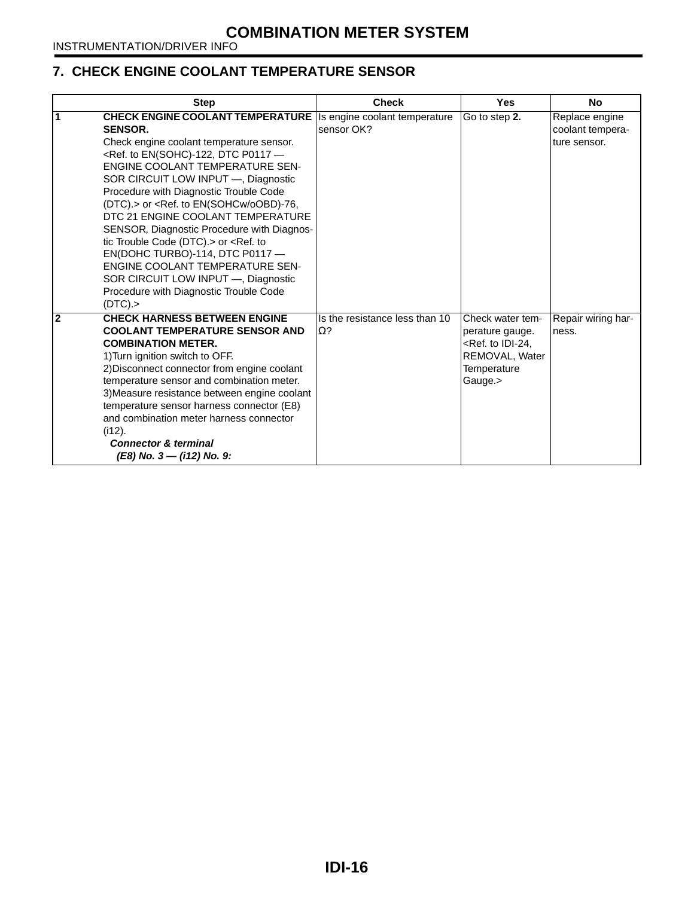## 7. CHECK ENGINE COOLANT TEMPERATURE SENSOR

| | Step | Check | Yes | No |
|---|---|---|---|---|
| 1 | **CHECK ENGINE COOLANT TEMPERATURE SENSOR.**<br>Check engine coolant temperature sensor. <Ref. to EN(SOHC)-122, DTC P0117 — ENGINE COOLANT TEMPERATURE SENSOR CIRCUIT LOW INPUT —, Diagnostic Procedure with Diagnostic Trouble Code (DTC).> or <Ref. to EN(SOHCw/oOBD)-76, DTC 21 ENGINE COOLANT TEMPERATURE SENSOR, Diagnostic Procedure with Diagnostic Trouble Code (DTC).> or <Ref. to EN(DOHC TURBO)-114, DTC P0117 — ENGINE COOLANT TEMPERATURE SENSOR CIRCUIT LOW INPUT —, Diagnostic Procedure with Diagnostic Trouble Code (DTC).> | Is engine coolant temperature sensor OK? | Go to step **2.** | Replace engine coolant temperature sensor. |
| 2 | **CHECK HARNESS BETWEEN ENGINE COOLANT TEMPERATURE SENSOR AND COMBINATION METER.**<br>1)Turn ignition switch to OFF.<br>2)Disconnect connector from engine coolant temperature sensor and combination meter.<br>3)Measure resistance between engine coolant temperature sensor harness connector (E8) and combination meter harness connector (i12).<br>***Connector & terminal***<br>***(E8) No. 3 — (i12) No. 9:*** | Is the resistance less than 10 Ω? | Check water temperature gauge. <Ref. to IDI-24, REMOVAL, Water Temperature Gauge.> | Repair wiring harness. |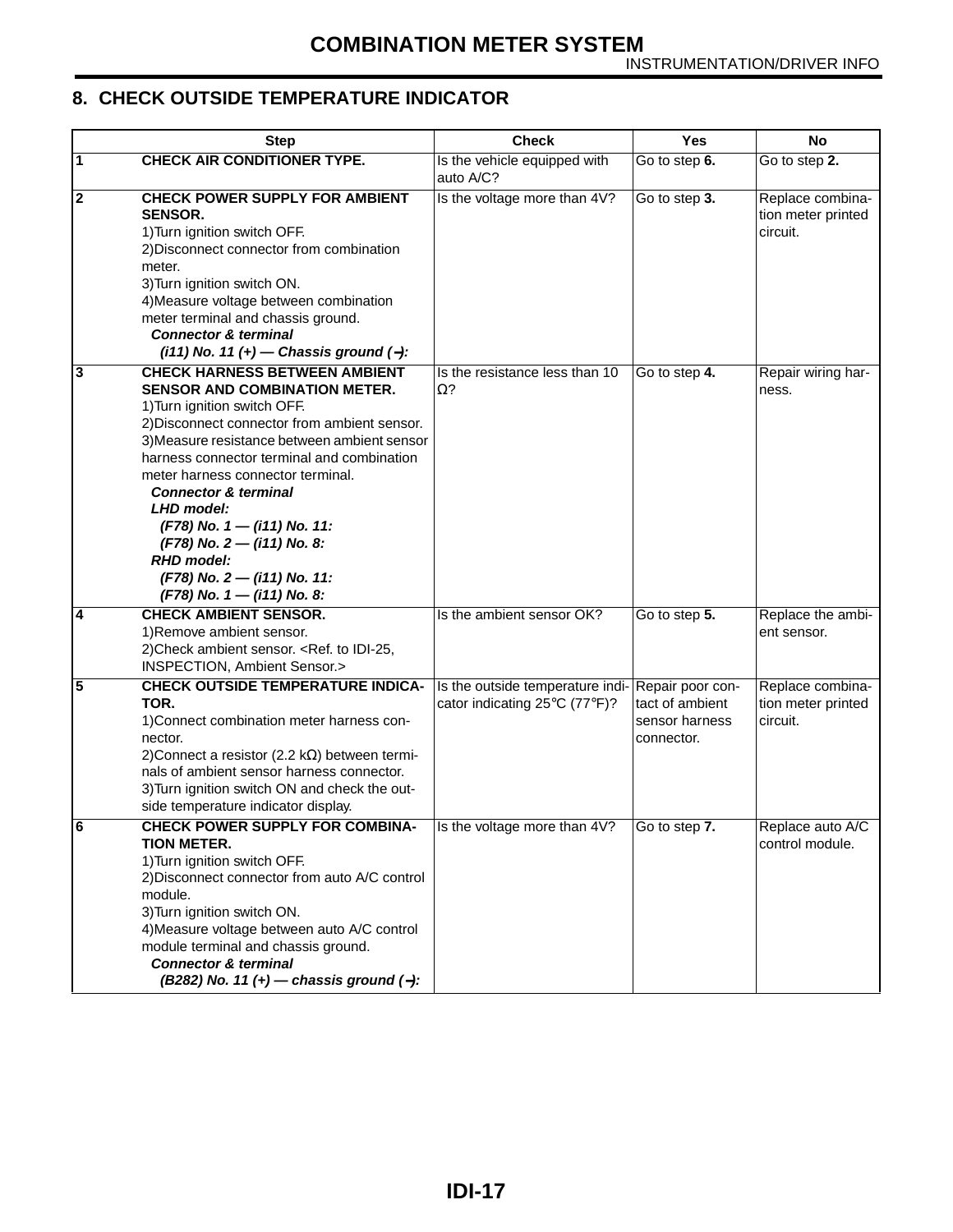## 8. CHECK OUTSIDE TEMPERATURE INDICATOR

| | Step | Check | Yes | No |
|---|---|---|---|---|
| 1 | **CHECK AIR CONDITIONER TYPE.** | Is the vehicle equipped with auto A/C? | Go to step **6.** | Go to step **2.** |
| 2 | **CHECK POWER SUPPLY FOR AMBIENT SENSOR.**<br>1)Turn ignition switch OFF.<br>2)Disconnect connector from combination meter.<br>3)Turn ignition switch ON.<br>4)Measure voltage between combination meter terminal and chassis ground.<br>***Connector & terminal***<br>***(i11) No. 11 (+) — Chassis ground (−):*** | Is the voltage more than 4V? | Go to step **3.** | Replace combination meter printed circuit. |
| 3 | **CHECK HARNESS BETWEEN AMBIENT SENSOR AND COMBINATION METER.**<br>1)Turn ignition switch OFF.<br>2)Disconnect connector from ambient sensor.<br>3)Measure resistance between ambient sensor harness connector terminal and combination meter harness connector terminal.<br>***Connector & terminal***<br>***LHD model:***<br>***(F78) No. 1 — (i11) No. 11:***<br>***(F78) No. 2 — (i11) No. 8:***<br>***RHD model:***<br>***(F78) No. 2 — (i11) No. 11:***<br>***(F78) No. 1 — (i11) No. 8:*** | Is the resistance less than 10 Ω? | Go to step **4.** | Repair wiring harness. |
| 4 | **CHECK AMBIENT SENSOR.**<br>1)Remove ambient sensor.<br>2)Check ambient sensor. <Ref. to IDI-25, INSPECTION, Ambient Sensor.> | Is the ambient sensor OK? | Go to step **5.** | Replace the ambient sensor. |
| 5 | **CHECK OUTSIDE TEMPERATURE INDICATOR.**<br>1)Connect combination meter harness connector.<br>2)Connect a resistor (2.2 kΩ) between terminals of ambient sensor harness connector.<br>3)Turn ignition switch ON and check the outside temperature indicator display. | Is the outside temperature indicator indicating 25°C (77°F)? | Repair poor contact of ambient sensor harness connector. | Replace combination meter printed circuit. |
| 6 | **CHECK POWER SUPPLY FOR COMBINATION METER.**<br>1)Turn ignition switch OFF.<br>2)Disconnect connector from auto A/C control module.<br>3)Turn ignition switch ON.<br>4)Measure voltage between auto A/C control module terminal and chassis ground.<br>***Connector & terminal***<br>***(B282) No. 11 (+) — chassis ground (−):*** | Is the voltage more than 4V? | Go to step **7.** | Replace auto A/C control module. |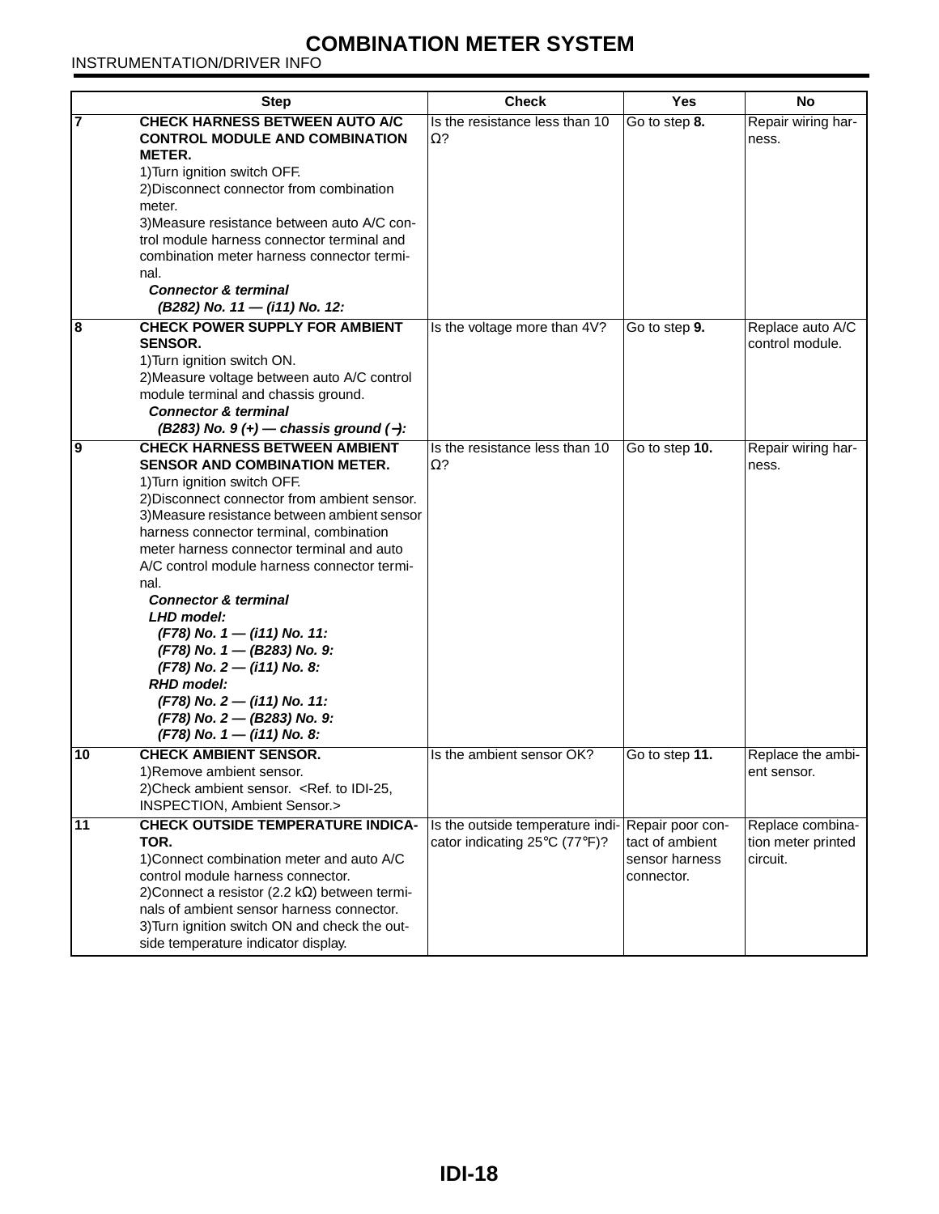# COMBINATION METER SYSTEM

INSTRUMENTATION/DRIVER INFO

| | Step | Check | Yes | No |
|---|---|---|---|---|
| 7 | **CHECK HARNESS BETWEEN AUTO A/C CONTROL MODULE AND COMBINATION METER.**<br>1)Turn ignition switch OFF.<br>2)Disconnect connector from combination meter.<br>3)Measure resistance between auto A/C control module harness connector terminal and combination meter harness connector terminal.<br>***Connector & terminal***<br>***(B282) No. 11 — (i11) No. 12:*** | Is the resistance less than 10 Ω? | Go to step **8.** | Repair wiring harness. |
| 8 | **CHECK POWER SUPPLY FOR AMBIENT SENSOR.**<br>1)Turn ignition switch ON.<br>2)Measure voltage between auto A/C control module terminal and chassis ground.<br>***Connector & terminal***<br>***(B283) No. 9 (+) — chassis ground (−):*** | Is the voltage more than 4V? | Go to step **9.** | Replace auto A/C control module. |
| 9 | **CHECK HARNESS BETWEEN AMBIENT SENSOR AND COMBINATION METER.**<br>1)Turn ignition switch OFF.<br>2)Disconnect connector from ambient sensor.<br>3)Measure resistance between ambient sensor harness connector terminal, combination meter harness connector terminal and auto A/C control module harness connector terminal.<br>***Connector & terminal***<br>***LHD model:***<br>***(F78) No. 1 — (i11) No. 11:***<br>***(F78) No. 1 — (B283) No. 9:***<br>***(F78) No. 2 — (i11) No. 8:***<br>***RHD model:***<br>***(F78) No. 2 — (i11) No. 11:***<br>***(F78) No. 2 — (B283) No. 9:***<br>***(F78) No. 1 — (i11) No. 8:*** | Is the resistance less than 10 Ω? | Go to step **10.** | Repair wiring harness. |
| 10 | **CHECK AMBIENT SENSOR.**<br>1)Remove ambient sensor.<br>2)Check ambient sensor. <Ref. to IDI-25, INSPECTION, Ambient Sensor.> | Is the ambient sensor OK? | Go to step **11.** | Replace the ambient sensor. |
| 11 | **CHECK OUTSIDE TEMPERATURE INDICATOR.**<br>1)Connect combination meter and auto A/C control module harness connector.<br>2)Connect a resistor (2.2 kΩ) between terminals of ambient sensor harness connector.<br>3)Turn ignition switch ON and check the outside temperature indicator display. | Is the outside temperature indicator indicating 25°C (77°F)? | Repair poor contact of ambient sensor harness connector. | Replace combination meter printed circuit. |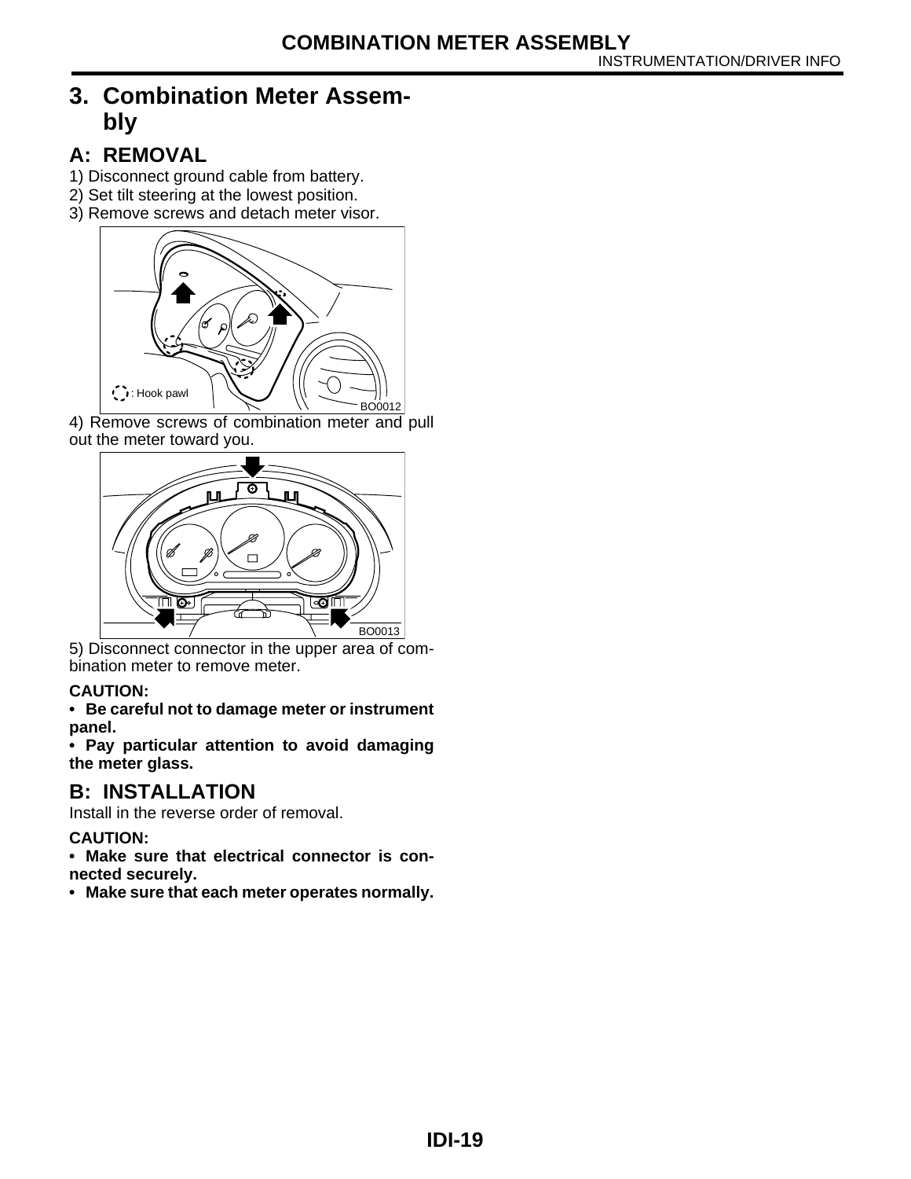# 3. Combination Meter Assembly

## A: REMOVAL

1) Disconnect ground cable from battery.
2) Set tilt steering at the lowest position.
3) Remove screws and detach meter visor.

: Hook pawl

BO0012

4) Remove screws of combination meter and pull out the meter toward you.

BO0013

5) Disconnect connector in the upper area of combination meter to remove meter.

**CAUTION:**

- **Be careful not to damage meter or instrument panel.**
- **Pay particular attention to avoid damaging the meter glass.**

## B: INSTALLATION

Install in the reverse order of removal.

**CAUTION:**

- **Make sure that electrical connector is connected securely.**
- **Make sure that each meter operates normally.**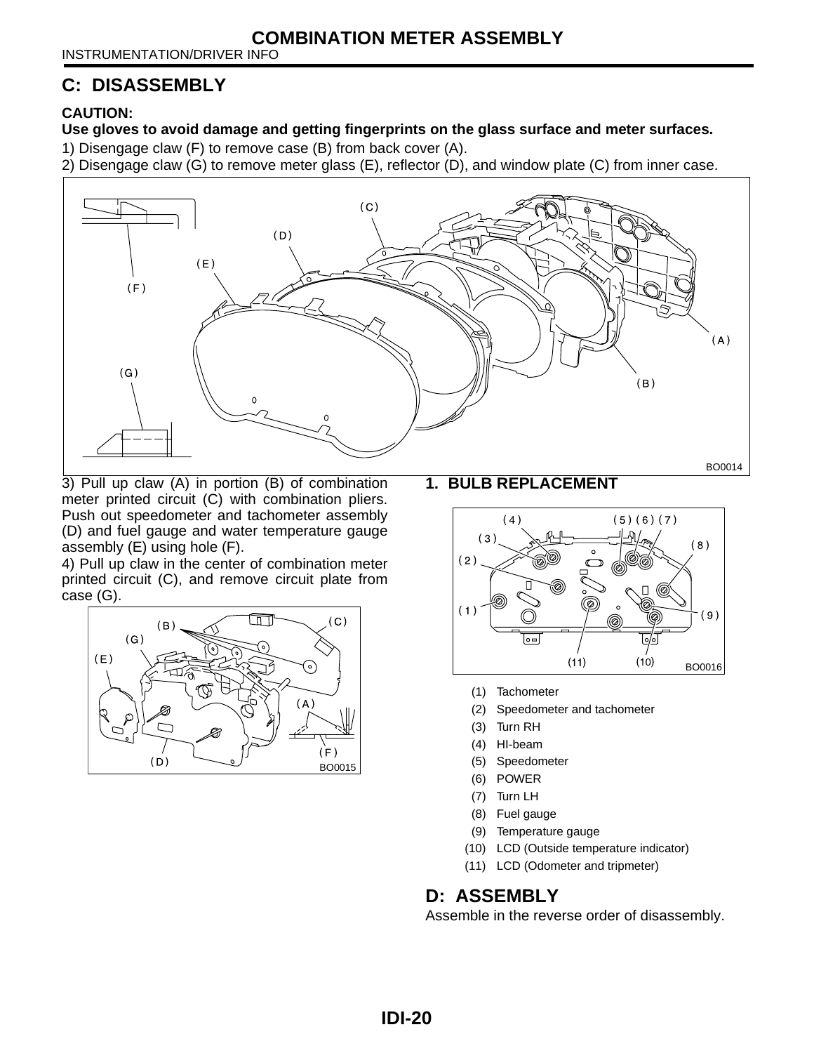## C: DISASSEMBLY

**CAUTION:**

**Use gloves to avoid damage and getting fingerprints on the glass surface and meter surfaces.**

1) Disengage claw (F) to remove case (B) from back cover (A).

2) Disengage claw (G) to remove meter glass (E), reflector (D), and window plate (C) from inner case.

3) Pull up claw (A) in portion (B) of combination meter printed circuit (C) with combination pliers. Push out speedometer and tachometer assembly (D) and fuel gauge and water temperature gauge assembly (E) using hole (F).

4) Pull up claw in the center of combination meter printed circuit (C), and remove circuit plate from case (G).

### 1. BULB REPLACEMENT

(1) Tachometer
(2) Speedometer and tachometer
(3) Turn RH
(4) HI-beam
(5) Speedometer
(6) POWER
(7) Turn LH
(8) Fuel gauge
(9) Temperature gauge
(10) LCD (Outside temperature indicator)
(11) LCD (Odometer and tripmeter)

## D: ASSEMBLY

Assemble in the reverse order of disassembly.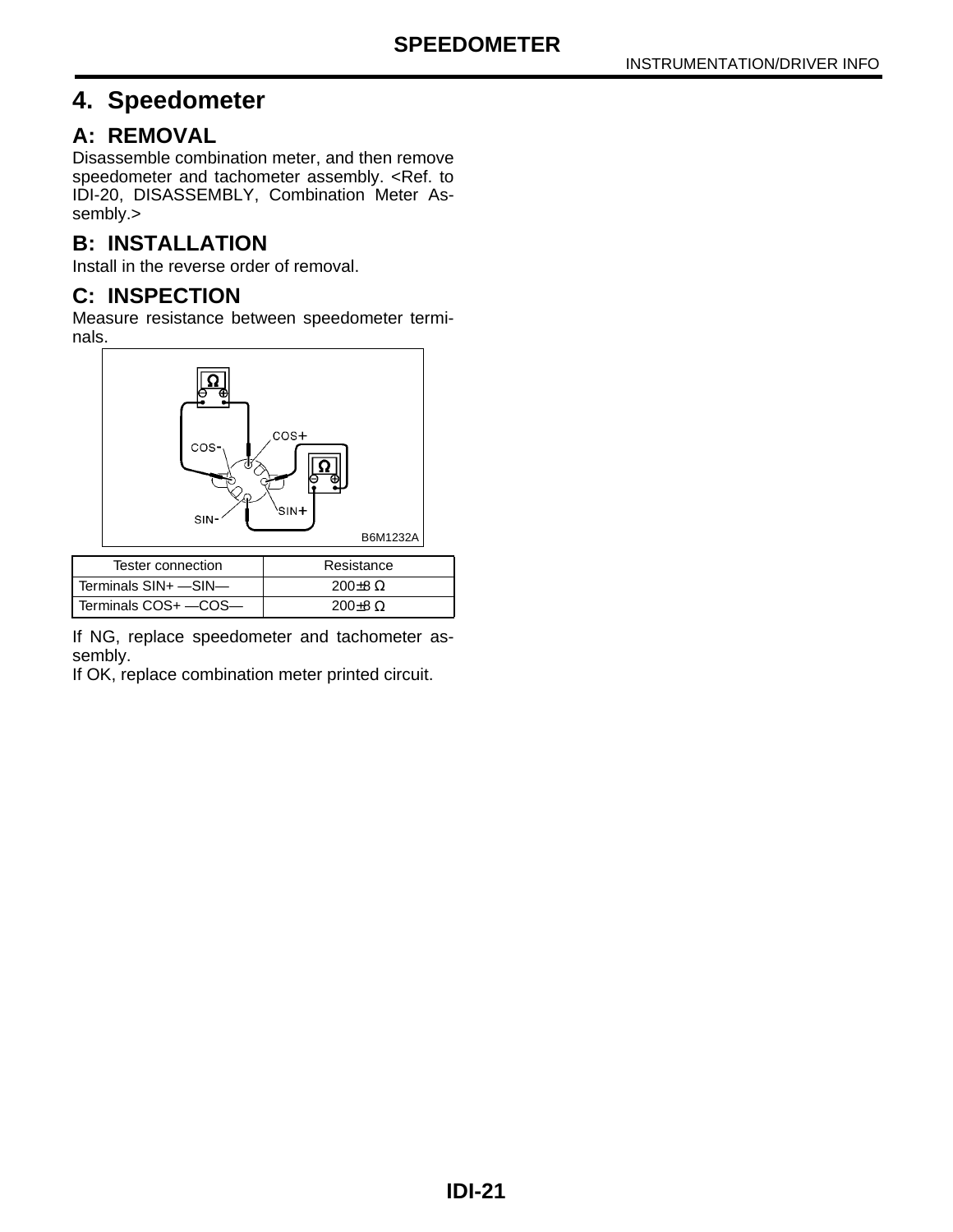# 4. Speedometer

## A: REMOVAL

Disassemble combination meter, and then remove speedometer and tachometer assembly. <Ref. to IDI-20, DISASSEMBLY, Combination Meter Assembly.>

## B: INSTALLATION

Install in the reverse order of removal.

## C: INSPECTION

Measure resistance between speedometer terminals.

| Tester connection | Resistance |
|---|---|
| Terminals SIN+ —SIN— | 200±8 Ω |
| Terminals COS+ —COS— | 200±8 Ω |

If NG, replace speedometer and tachometer assembly.

If OK, replace combination meter printed circuit.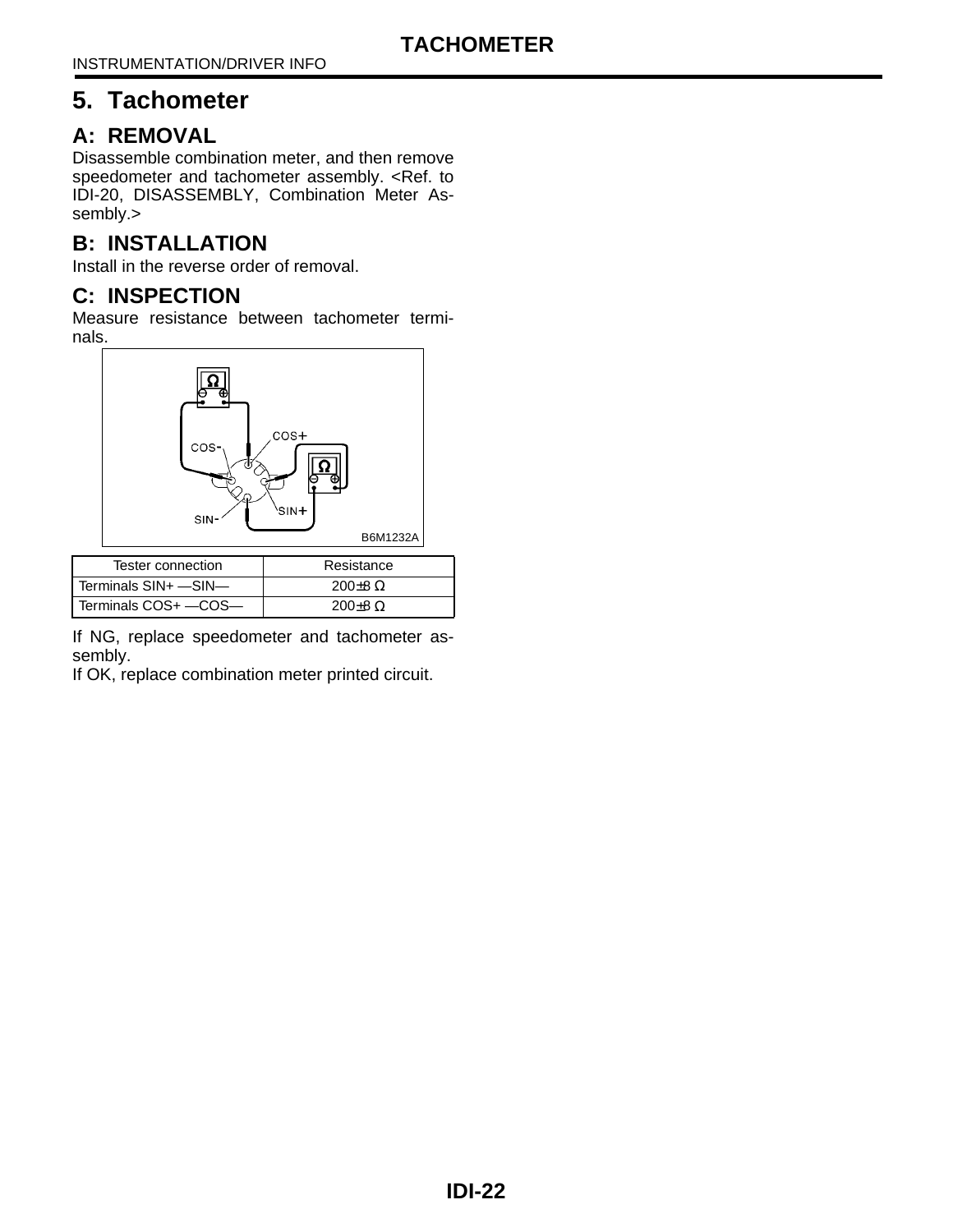# 5. Tachometer

## A: REMOVAL

Disassemble combination meter, and then remove speedometer and tachometer assembly. <Ref. to IDI-20, DISASSEMBLY, Combination Meter Assembly.>

## B: INSTALLATION

Install in the reverse order of removal.

## C: INSPECTION

Measure resistance between tachometer terminals.

| Tester connection | Resistance |
| --- | --- |
| Terminals SIN+ —SIN— | 200±8 Ω |
| Terminals COS+ —COS— | 200±8 Ω |

If NG, replace speedometer and tachometer assembly.

If OK, replace combination meter printed circuit.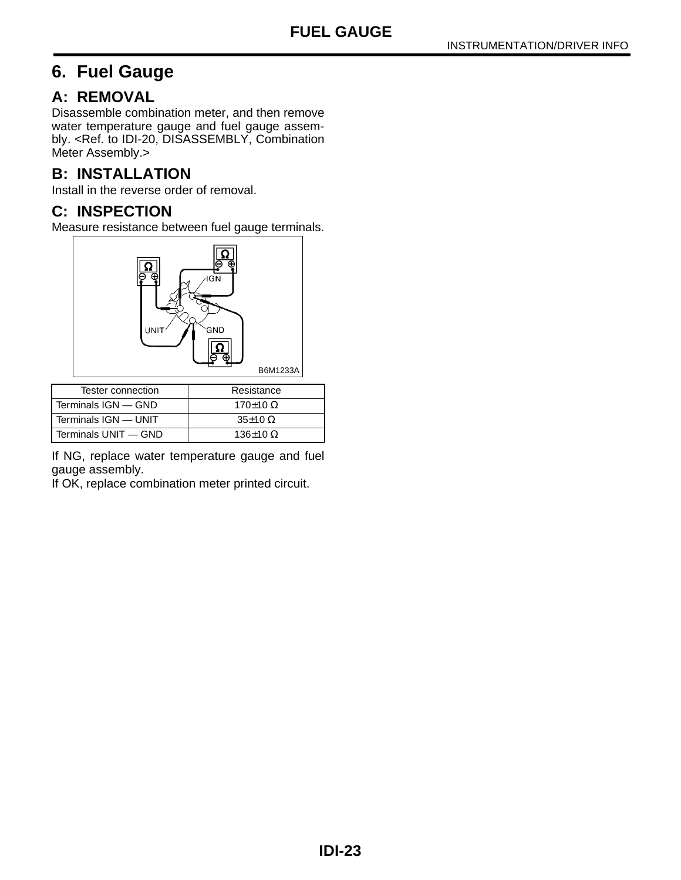# 6. Fuel Gauge

## A: REMOVAL

Disassemble combination meter, and then remove water temperature gauge and fuel gauge assembly. <Ref. to IDI-20, DISASSEMBLY, Combination Meter Assembly.>

## B: INSTALLATION

Install in the reverse order of removal.

## C: INSPECTION

Measure resistance between fuel gauge terminals.

B6M1233A

| Tester connection | Resistance |
|---|---|
| Terminals IGN — GND | 170±10 Ω |
| Terminals IGN — UNIT | 35±10 Ω |
| Terminals UNIT — GND | 136±10 Ω |

If NG, replace water temperature gauge and fuel gauge assembly.
If OK, replace combination meter printed circuit.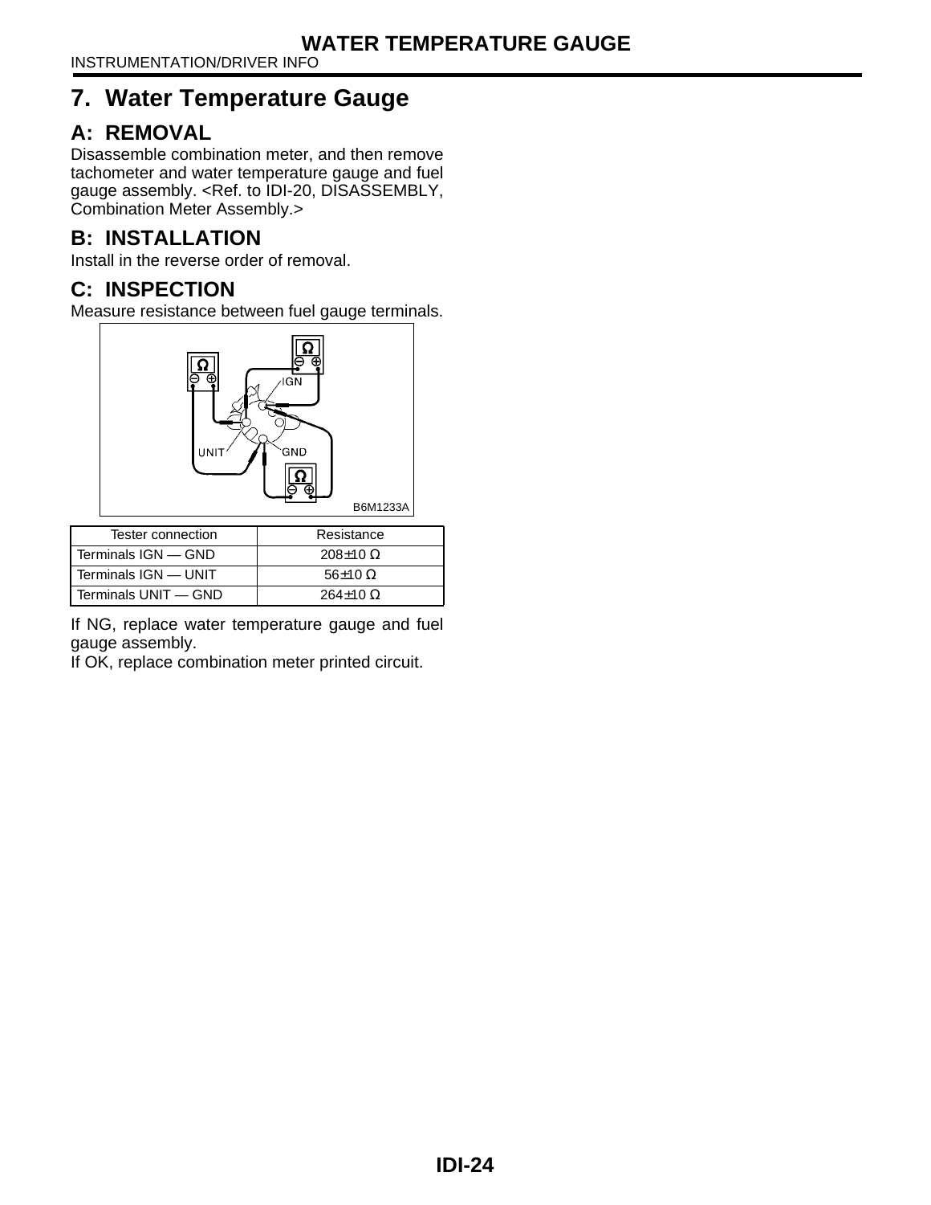## 7. Water Temperature Gauge

### A: REMOVAL

Disassemble combination meter, and then remove tachometer and water temperature gauge and fuel gauge assembly. <Ref. to IDI-20, DISASSEMBLY, Combination Meter Assembly.>

### B: INSTALLATION

Install in the reverse order of removal.

### C: INSPECTION

Measure resistance between fuel gauge terminals.

| Tester connection | Resistance |
| --- | --- |
| Terminals IGN — GND | 208±10 Ω |
| Terminals IGN — UNIT | 56±10 Ω |
| Terminals UNIT — GND | 264±10 Ω |

If NG, replace water temperature gauge and fuel gauge assembly.
If OK, replace combination meter printed circuit.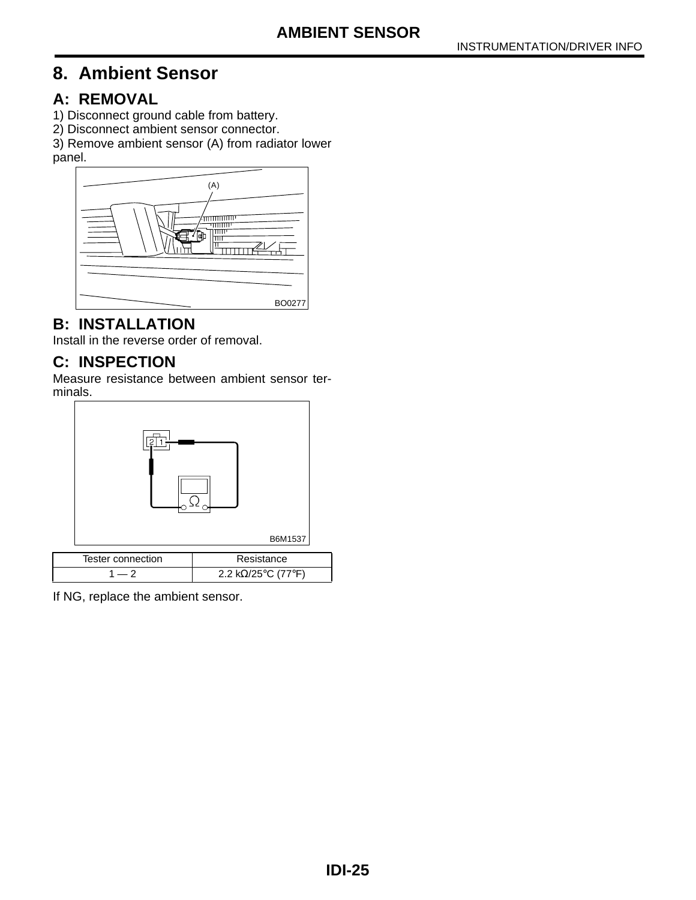# 8. Ambient Sensor

## A: REMOVAL

1) Disconnect ground cable from battery.
2) Disconnect ambient sensor connector.
3) Remove ambient sensor (A) from radiator lower panel.

(A)

BO0277

## B: INSTALLATION

Install in the reverse order of removal.

## C: INSPECTION

Measure resistance between ambient sensor terminals.

B6M1537

| Tester connection | Resistance |
|---|---|
| 1 — 2 | 2.2 kΩ/25°C (77°F) |

If NG, replace the ambient sensor.